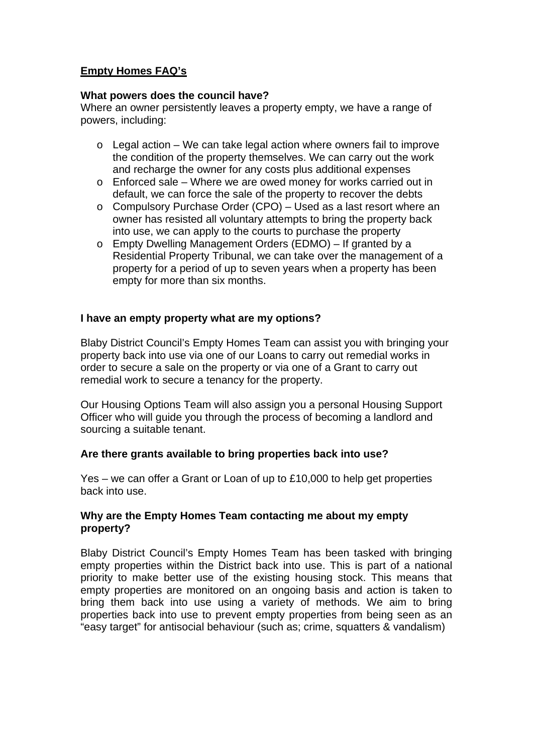# Empty Homes FAQ's

**What powers does the council have?**

Where an owner persistently leaves a property empty, we have a range of powers, including:

- Legal action – We can take legal action where owners fail to improve the condition of the property themselves. We can carry out the work and recharge the owner for any costs plus additional expenses
- Enforced sale – Where we are owed money for works carried out in default, we can force the sale of the property to recover the debts
- Compulsory Purchase Order (CPO) – Used as a last resort where an owner has resisted all voluntary attempts to bring the property back into use, we can apply to the courts to purchase the property
- Empty Dwelling Management Orders (EDMO) – If granted by a Residential Property Tribunal, we can take over the management of a property for a period of up to seven years when a property has been empty for more than six months.

**I have an empty property what are my options?**

Blaby District Council's Empty Homes Team can assist you with bringing your property back into use via one of our Loans to carry out remedial works in order to secure a sale on the property or via one of a Grant to carry out remedial work to secure a tenancy for the property.

Our Housing Options Team will also assign you a personal Housing Support Officer who will guide you through the process of becoming a landlord and sourcing a suitable tenant.

**Are there grants available to bring properties back into use?**

Yes – we can offer a Grant or Loan of up to £10,000 to help get properties back into use.

**Why are the Empty Homes Team contacting me about my empty property?**

Blaby District Council's Empty Homes Team has been tasked with bringing empty properties within the District back into use. This is part of a national priority to make better use of the existing housing stock. This means that empty properties are monitored on an ongoing basis and action is taken to bring them back into use using a variety of methods. We aim to bring properties back into use to prevent empty properties from being seen as an "easy target" for antisocial behaviour (such as; crime, squatters & vandalism)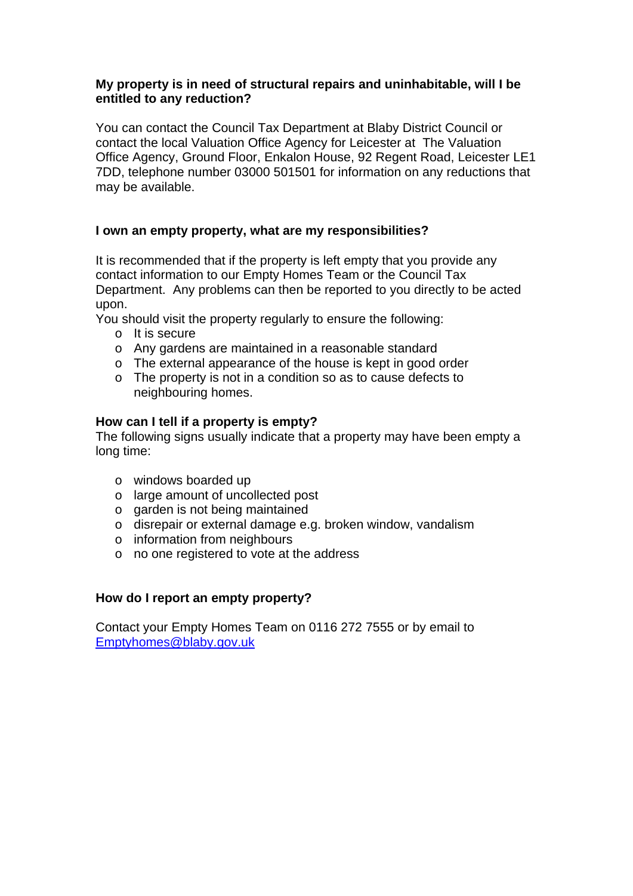**My property is in need of structural repairs and uninhabitable, will I be entitled to any reduction?**

You can contact the Council Tax Department at Blaby District Council or contact the local Valuation Office Agency for Leicester at The Valuation Office Agency, Ground Floor, Enkalon House, 92 Regent Road, Leicester LE1 7DD, telephone number 03000 501501 for information on any reductions that may be available.

**I own an empty property, what are my responsibilities?**

It is recommended that if the property is left empty that you provide any contact information to our Empty Homes Team or the Council Tax Department. Any problems can then be reported to you directly to be acted upon.

You should visit the property regularly to ensure the following:

- It is secure
- Any gardens are maintained in a reasonable standard
- The external appearance of the house is kept in good order
- The property is not in a condition so as to cause defects to neighbouring homes.

**How can I tell if a property is empty?**

The following signs usually indicate that a property may have been empty a long time:

- windows boarded up
- large amount of uncollected post
- garden is not being maintained
- disrepair or external damage e.g. broken window, vandalism
- information from neighbours
- no one registered to vote at the address

**How do I report an empty property?**

Contact your Empty Homes Team on 0116 272 7555 or by email to Emptyhomes@blaby.gov.uk